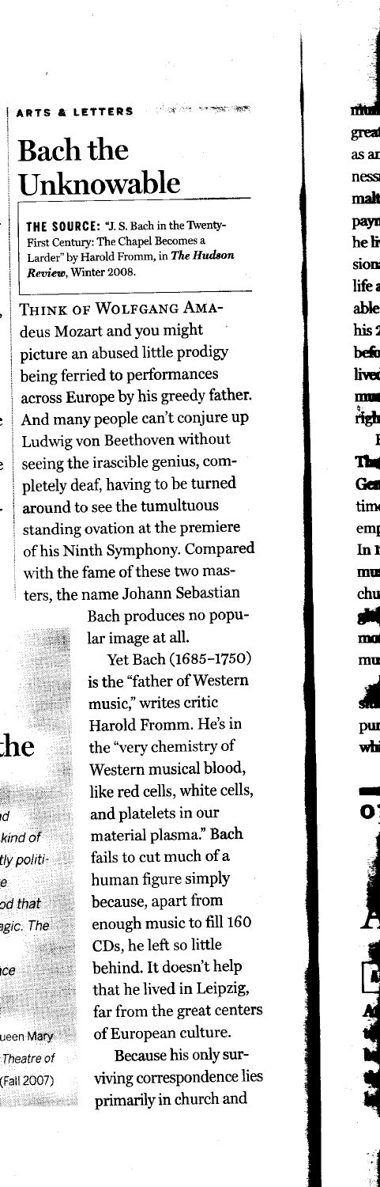ARTS & LETTERS

# Bach the Unknowable

**THE SOURCE:** "J. S. Bach in the Twenty-First Century: The Chapel Becomes a Larder" by Harold Fromm, in *The Hudson Review*, Winter 2008.

THINK OF WOLFGANG AMADEUS Mozart and you might picture an abused little prodigy being ferried to performances across Europe by his greedy father. And many people can't conjure up Ludwig von Beethoven without seeing the irascible genius, completely deaf, having to be turned around to see the tumultuous standing ovation at the premiere of his Ninth Symphony. Compared with the fame of these two masters, the name Johann Sebastian Bach produces no popular image at all.

Yet Bach (1685–1750) is the "father of Western music," writes critic Harold Fromm. He's in the "very chemistry of Western musical blood, like red cells, white cells, and platelets in our material plasma." Bach fails to cut much of a human figure simply because, apart from enough music to fill 160 CDs, he left so little behind. It doesn't help that he lived in Leipzig, far from the great centers of European culture.

Because his only surviving correspondence lies primarily in church and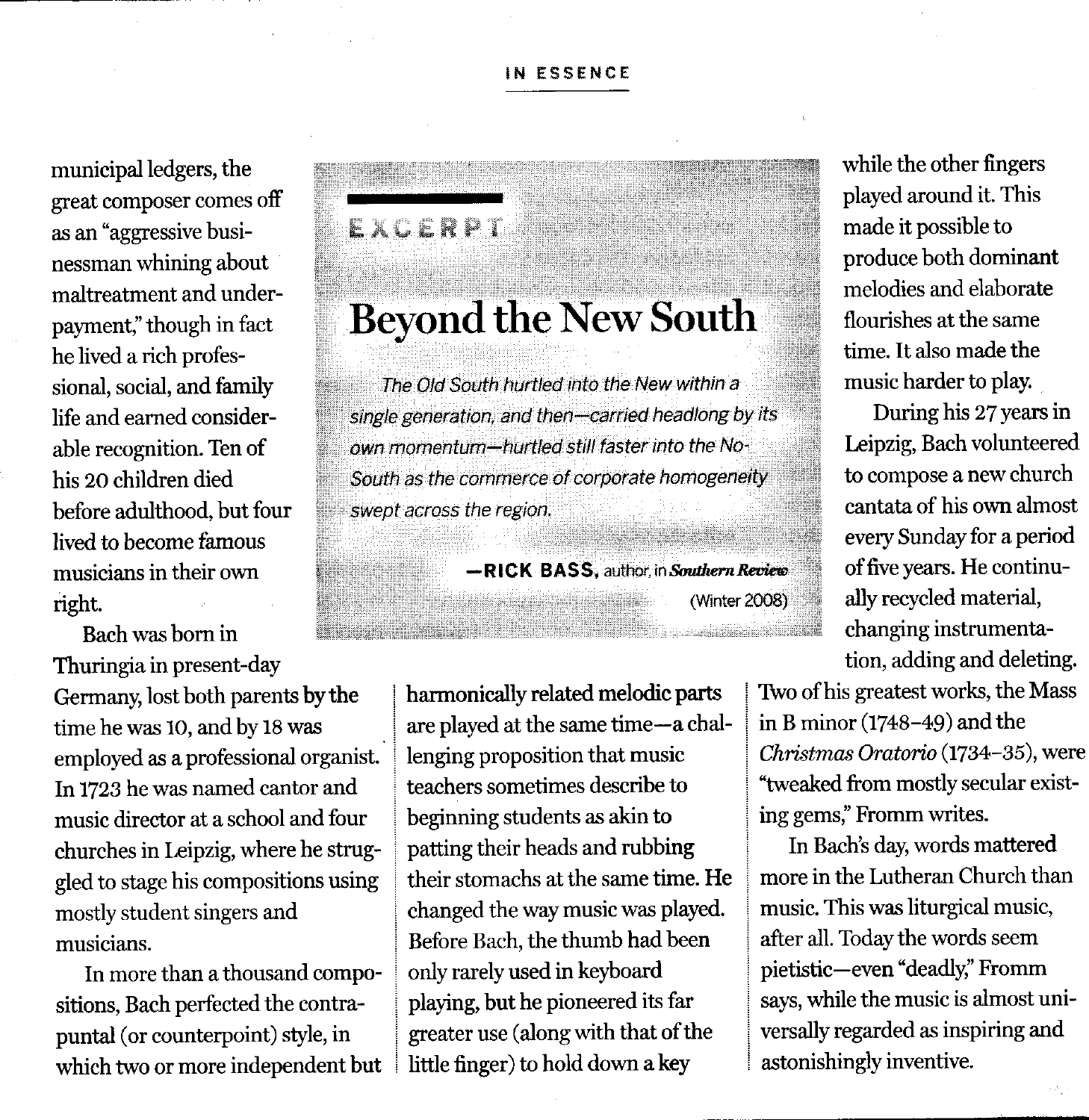municipal ledgers, the great composer comes off as an "aggressive businessman whining about maltreatment and underpayment," though in fact he lived a rich professional, social, and family life and earned considerable recognition. Ten of his 20 children died before adulthood, but four lived to become famous musicians in their own right.

Bach was born in Thuringia in present-day Germany, lost both parents by the time he was 10, and by 18 was employed as a professional organist. In 1723 he was named cantor and music director at a school and four churches in Leipzig, where he struggled to stage his compositions using mostly student singers and musicians.

In more than a thousand compositions, Bach perfected the contrapuntal (or counterpoint) style, in which two or more independent but harmonically related melodic parts are played at the same time—a challenging proposition that music teachers sometimes describe to beginning students as akin to patting their heads and rubbing their stomachs at the same time. He changed the way music was played. Before Bach, the thumb had been only rarely used in keyboard playing, but he pioneered its far greater use (along with that of the little finger) to hold down a key while the other fingers played around it. This made it possible to produce both dominant melodies and elaborate flourishes at the same time. It also made the music harder to play.

During his 27 years in Leipzig, Bach volunteered to compose a new church cantata of his own almost every Sunday for a period of five years. He continually recycled material, changing instrumentation, adding and deleting. Two of his greatest works, the Mass in B minor (1748–49) and the *Christmas Oratorio* (1734–35), were "tweaked from mostly secular existing gems," Fromm writes.

In Bach's day, words mattered more in the Lutheran Church than music. This was liturgical music, after all. Today the words seem pietistic—even "deadly," Fromm says, while the music is almost universally regarded as inspiring and astonishingly inventive.

---

EXCERPT

## Beyond the New South

*The Old South hurtled into the New within a single generation, and then—carried headlong by its own momentum—hurtled still faster into the No-South as the commerce of corporate homogeneity swept across the region.*

—**RICK BASS**, author, in ***Southern Review*** (Winter 2008)